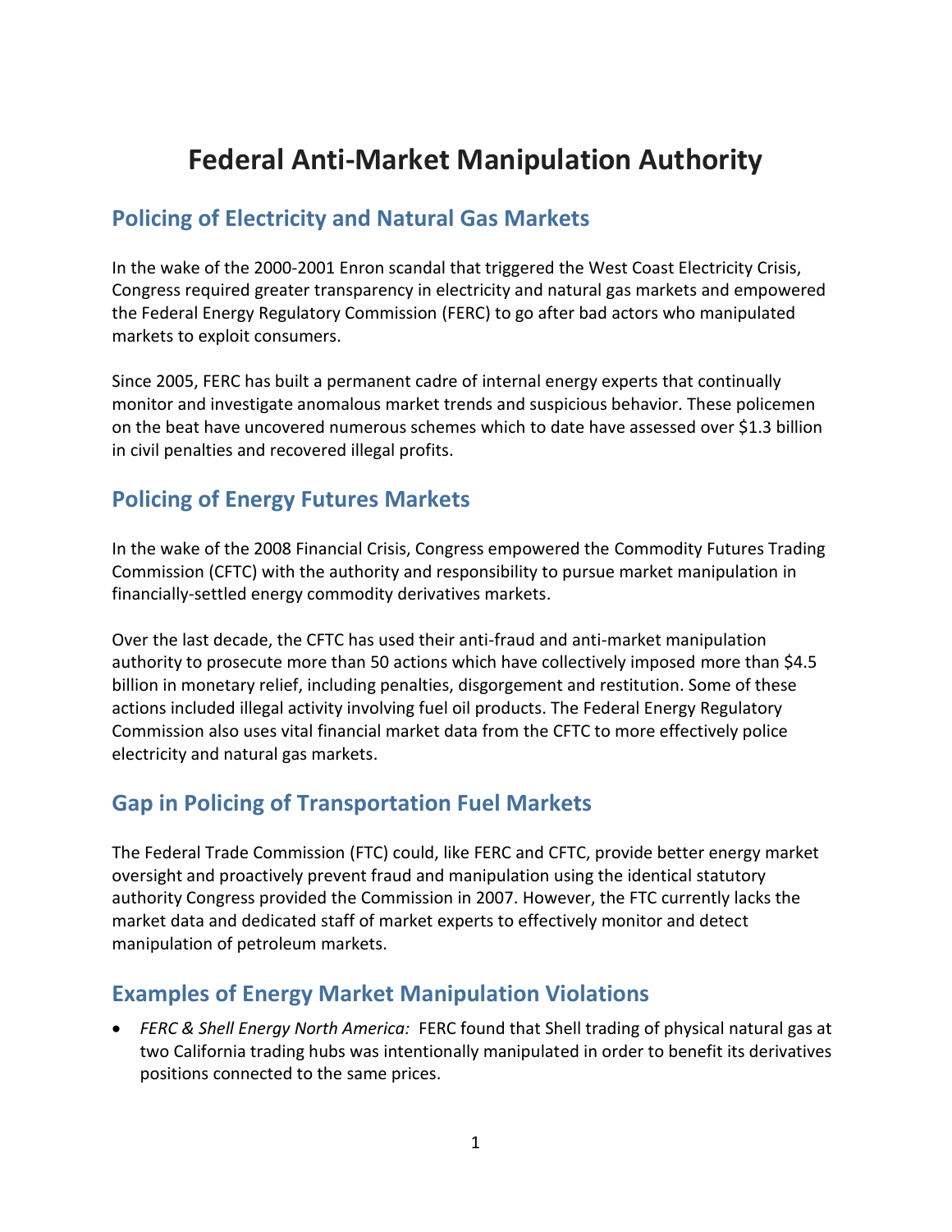# Federal Anti-Market Manipulation Authority

## Policing of Electricity and Natural Gas Markets

In the wake of the 2000-2001 Enron scandal that triggered the West Coast Electricity Crisis, Congress required greater transparency in electricity and natural gas markets and empowered the Federal Energy Regulatory Commission (FERC) to go after bad actors who manipulated markets to exploit consumers.

Since 2005, FERC has built a permanent cadre of internal energy experts that continually monitor and investigate anomalous market trends and suspicious behavior. These policemen on the beat have uncovered numerous schemes which to date have assessed over $1.3 billion in civil penalties and recovered illegal profits.

## Policing of Energy Futures Markets

In the wake of the 2008 Financial Crisis, Congress empowered the Commodity Futures Trading Commission (CFTC) with the authority and responsibility to pursue market manipulation in financially-settled energy commodity derivatives markets.

Over the last decade, the CFTC has used their anti-fraud and anti-market manipulation authority to prosecute more than 50 actions which have collectively imposed more than $4.5 billion in monetary relief, including penalties, disgorgement and restitution. Some of these actions included illegal activity involving fuel oil products. The Federal Energy Regulatory Commission also uses vital financial market data from the CFTC to more effectively police electricity and natural gas markets.

## Gap in Policing of Transportation Fuel Markets

The Federal Trade Commission (FTC) could, like FERC and CFTC, provide better energy market oversight and proactively prevent fraud and manipulation using the identical statutory authority Congress provided the Commission in 2007. However, the FTC currently lacks the market data and dedicated staff of market experts to effectively monitor and detect manipulation of petroleum markets.

## Examples of Energy Market Manipulation Violations

- *FERC & Shell Energy North America:* FERC found that Shell trading of physical natural gas at two California trading hubs was intentionally manipulated in order to benefit its derivatives positions connected to the same prices.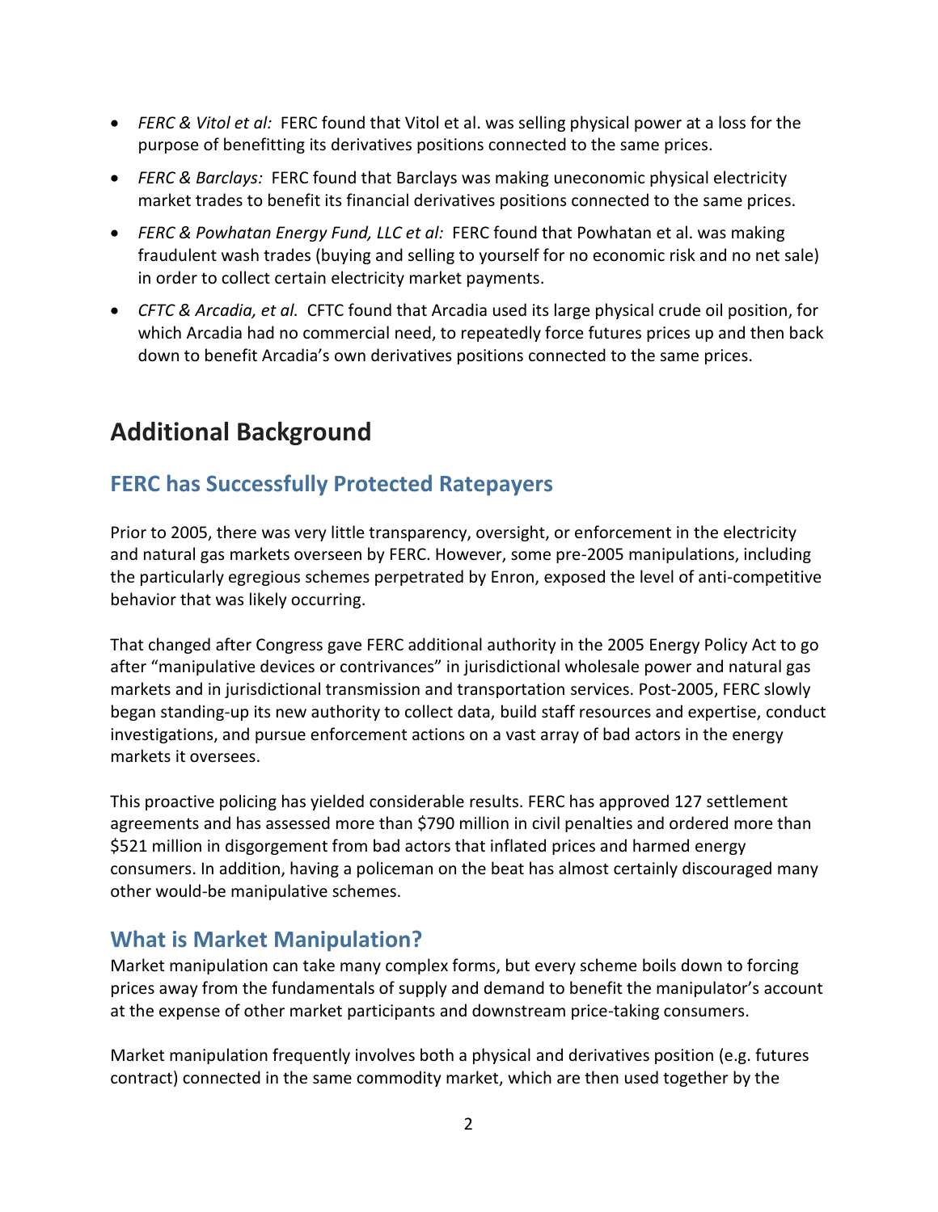- *FERC & Vitol et al:* FERC found that Vitol et al. was selling physical power at a loss for the purpose of benefitting its derivatives positions connected to the same prices.
- *FERC & Barclays:* FERC found that Barclays was making uneconomic physical electricity market trades to benefit its financial derivatives positions connected to the same prices.
- *FERC & Powhatan Energy Fund, LLC et al:* FERC found that Powhatan et al. was making fraudulent wash trades (buying and selling to yourself for no economic risk and no net sale) in order to collect certain electricity market payments.
- *CFTC & Arcadia, et al.* CFTC found that Arcadia used its large physical crude oil position, for which Arcadia had no commercial need, to repeatedly force futures prices up and then back down to benefit Arcadia's own derivatives positions connected to the same prices.

# Additional Background

## FERC has Successfully Protected Ratepayers

Prior to 2005, there was very little transparency, oversight, or enforcement in the electricity and natural gas markets overseen by FERC. However, some pre-2005 manipulations, including the particularly egregious schemes perpetrated by Enron, exposed the level of anti-competitive behavior that was likely occurring.

That changed after Congress gave FERC additional authority in the 2005 Energy Policy Act to go after "manipulative devices or contrivances" in jurisdictional wholesale power and natural gas markets and in jurisdictional transmission and transportation services. Post-2005, FERC slowly began standing-up its new authority to collect data, build staff resources and expertise, conduct investigations, and pursue enforcement actions on a vast array of bad actors in the energy markets it oversees.

This proactive policing has yielded considerable results. FERC has approved 127 settlement agreements and has assessed more than $790 million in civil penalties and ordered more than $521 million in disgorgement from bad actors that inflated prices and harmed energy consumers. In addition, having a policeman on the beat has almost certainly discouraged many other would-be manipulative schemes.

## What is Market Manipulation?

Market manipulation can take many complex forms, but every scheme boils down to forcing prices away from the fundamentals of supply and demand to benefit the manipulator's account at the expense of other market participants and downstream price-taking consumers.

Market manipulation frequently involves both a physical and derivatives position (e.g. futures contract) connected in the same commodity market, which are then used together by the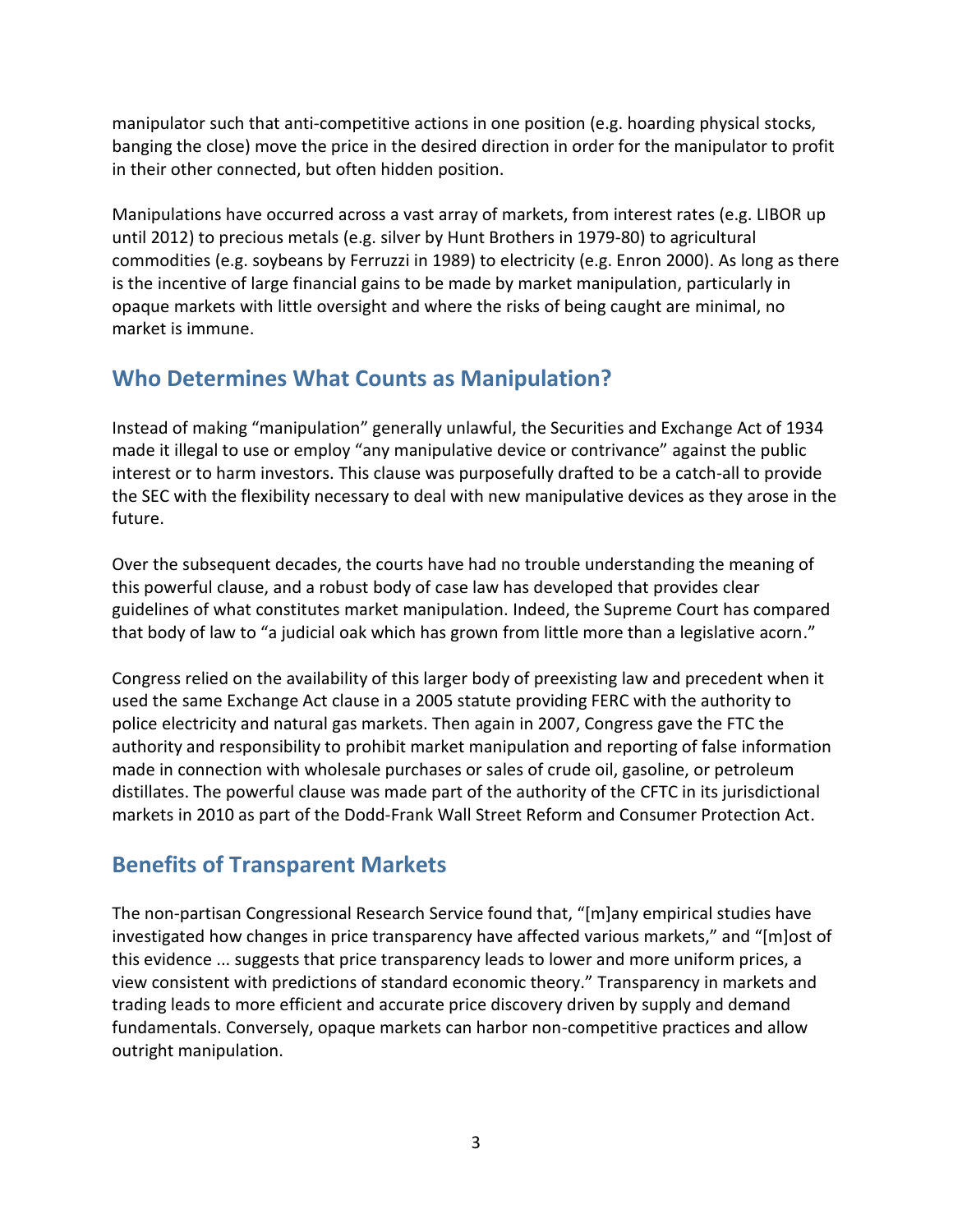manipulator such that anti-competitive actions in one position (e.g. hoarding physical stocks, banging the close) move the price in the desired direction in order for the manipulator to profit in their other connected, but often hidden position.

Manipulations have occurred across a vast array of markets, from interest rates (e.g. LIBOR up until 2012) to precious metals (e.g. silver by Hunt Brothers in 1979-80) to agricultural commodities (e.g. soybeans by Ferruzzi in 1989) to electricity (e.g. Enron 2000). As long as there is the incentive of large financial gains to be made by market manipulation, particularly in opaque markets with little oversight and where the risks of being caught are minimal, no market is immune.

## Who Determines What Counts as Manipulation?

Instead of making "manipulation" generally unlawful, the Securities and Exchange Act of 1934 made it illegal to use or employ "any manipulative device or contrivance" against the public interest or to harm investors. This clause was purposefully drafted to be a catch-all to provide the SEC with the flexibility necessary to deal with new manipulative devices as they arose in the future.

Over the subsequent decades, the courts have had no trouble understanding the meaning of this powerful clause, and a robust body of case law has developed that provides clear guidelines of what constitutes market manipulation. Indeed, the Supreme Court has compared that body of law to "a judicial oak which has grown from little more than a legislative acorn."

Congress relied on the availability of this larger body of preexisting law and precedent when it used the same Exchange Act clause in a 2005 statute providing FERC with the authority to police electricity and natural gas markets. Then again in 2007, Congress gave the FTC the authority and responsibility to prohibit market manipulation and reporting of false information made in connection with wholesale purchases or sales of crude oil, gasoline, or petroleum distillates. The powerful clause was made part of the authority of the CFTC in its jurisdictional markets in 2010 as part of the Dodd-Frank Wall Street Reform and Consumer Protection Act.

## Benefits of Transparent Markets

The non-partisan Congressional Research Service found that, "[m]any empirical studies have investigated how changes in price transparency have affected various markets," and "[m]ost of this evidence ... suggests that price transparency leads to lower and more uniform prices, a view consistent with predictions of standard economic theory." Transparency in markets and trading leads to more efficient and accurate price discovery driven by supply and demand fundamentals. Conversely, opaque markets can harbor non-competitive practices and allow outright manipulation.